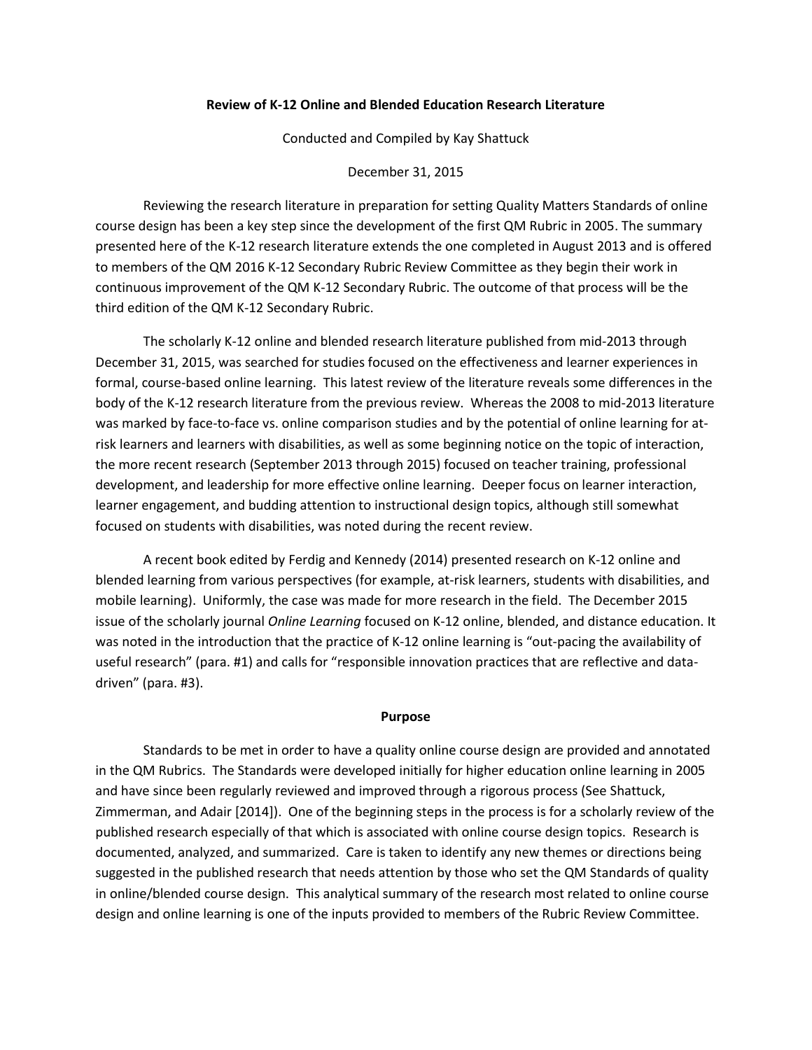# Review of K-12 Online and Blended Education Research Literature

Conducted and Compiled by Kay Shattuck

December 31, 2015

Reviewing the research literature in preparation for setting Quality Matters Standards of online course design has been a key step since the development of the first QM Rubric in 2005. The summary presented here of the K-12 research literature extends the one completed in August 2013 and is offered to members of the QM 2016 K-12 Secondary Rubric Review Committee as they begin their work in continuous improvement of the QM K-12 Secondary Rubric. The outcome of that process will be the third edition of the QM K-12 Secondary Rubric.

The scholarly K-12 online and blended research literature published from mid-2013 through December 31, 2015, was searched for studies focused on the effectiveness and learner experiences in formal, course-based online learning. This latest review of the literature reveals some differences in the body of the K-12 research literature from the previous review. Whereas the 2008 to mid-2013 literature was marked by face-to-face vs. online comparison studies and by the potential of online learning for at-risk learners and learners with disabilities, as well as some beginning notice on the topic of interaction, the more recent research (September 2013 through 2015) focused on teacher training, professional development, and leadership for more effective online learning. Deeper focus on learner interaction, learner engagement, and budding attention to instructional design topics, although still somewhat focused on students with disabilities, was noted during the recent review.

A recent book edited by Ferdig and Kennedy (2014) presented research on K-12 online and blended learning from various perspectives (for example, at-risk learners, students with disabilities, and mobile learning). Uniformly, the case was made for more research in the field. The December 2015 issue of the scholarly journal *Online Learning* focused on K-12 online, blended, and distance education. It was noted in the introduction that the practice of K-12 online learning is "out-pacing the availability of useful research" (para. #1) and calls for "responsible innovation practices that are reflective and data-driven" (para. #3).

## Purpose

Standards to be met in order to have a quality online course design are provided and annotated in the QM Rubrics. The Standards were developed initially for higher education online learning in 2005 and have since been regularly reviewed and improved through a rigorous process (See Shattuck, Zimmerman, and Adair [2014]). One of the beginning steps in the process is for a scholarly review of the published research especially of that which is associated with online course design topics. Research is documented, analyzed, and summarized. Care is taken to identify any new themes or directions being suggested in the published research that needs attention by those who set the QM Standards of quality in online/blended course design. This analytical summary of the research most related to online course design and online learning is one of the inputs provided to members of the Rubric Review Committee.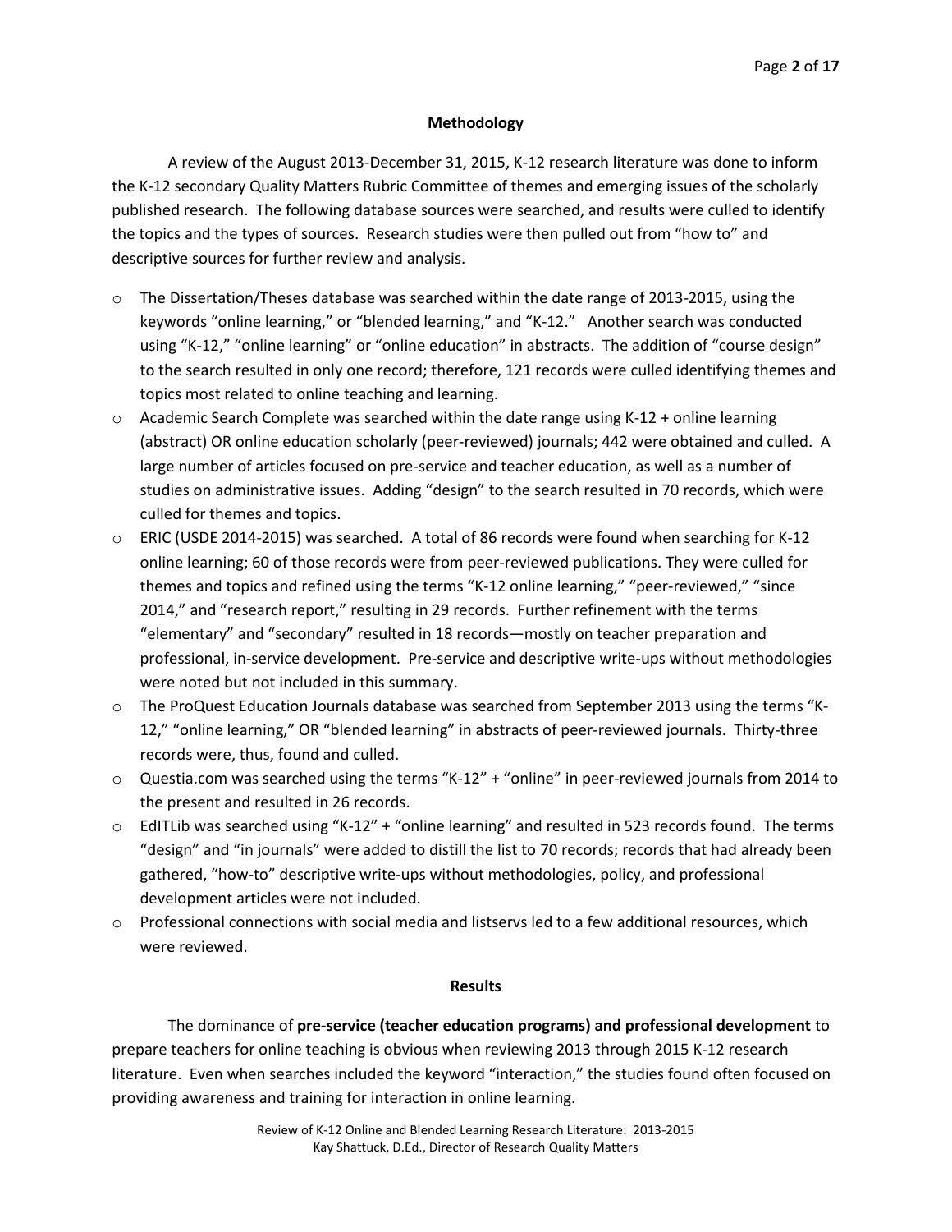## Methodology

A review of the August 2013-December 31, 2015, K-12 research literature was done to inform the K-12 secondary Quality Matters Rubric Committee of themes and emerging issues of the scholarly published research. The following database sources were searched, and results were culled to identify the topics and the types of sources. Research studies were then pulled out from "how to" and descriptive sources for further review and analysis.

- The Dissertation/Theses database was searched within the date range of 2013-2015, using the keywords "online learning," or "blended learning," and "K-12." Another search was conducted using "K-12," "online learning" or "online education" in abstracts. The addition of "course design" to the search resulted in only one record; therefore, 121 records were culled identifying themes and topics most related to online teaching and learning.
- Academic Search Complete was searched within the date range using K-12 + online learning (abstract) OR online education scholarly (peer-reviewed) journals; 442 were obtained and culled. A large number of articles focused on pre-service and teacher education, as well as a number of studies on administrative issues. Adding "design" to the search resulted in 70 records, which were culled for themes and topics.
- ERIC (USDE 2014-2015) was searched. A total of 86 records were found when searching for K-12 online learning; 60 of those records were from peer-reviewed publications. They were culled for themes and topics and refined using the terms "K-12 online learning," "peer-reviewed," "since 2014," and "research report," resulting in 29 records. Further refinement with the terms "elementary" and "secondary" resulted in 18 records—mostly on teacher preparation and professional, in-service development. Pre-service and descriptive write-ups without methodologies were noted but not included in this summary.
- The ProQuest Education Journals database was searched from September 2013 using the terms "K-12," "online learning," OR "blended learning" in abstracts of peer-reviewed journals. Thirty-three records were, thus, found and culled.
- Questia.com was searched using the terms "K-12" + "online" in peer-reviewed journals from 2014 to the present and resulted in 26 records.
- EdITLib was searched using "K-12" + "online learning" and resulted in 523 records found. The terms "design" and "in journals" were added to distill the list to 70 records; records that had already been gathered, "how-to" descriptive write-ups without methodologies, policy, and professional development articles were not included.
- Professional connections with social media and listservs led to a few additional resources, which were reviewed.

## Results

The dominance of **pre-service (teacher education programs) and professional development** to prepare teachers for online teaching is obvious when reviewing 2013 through 2015 K-12 research literature. Even when searches included the keyword "interaction," the studies found often focused on providing awareness and training for interaction in online learning.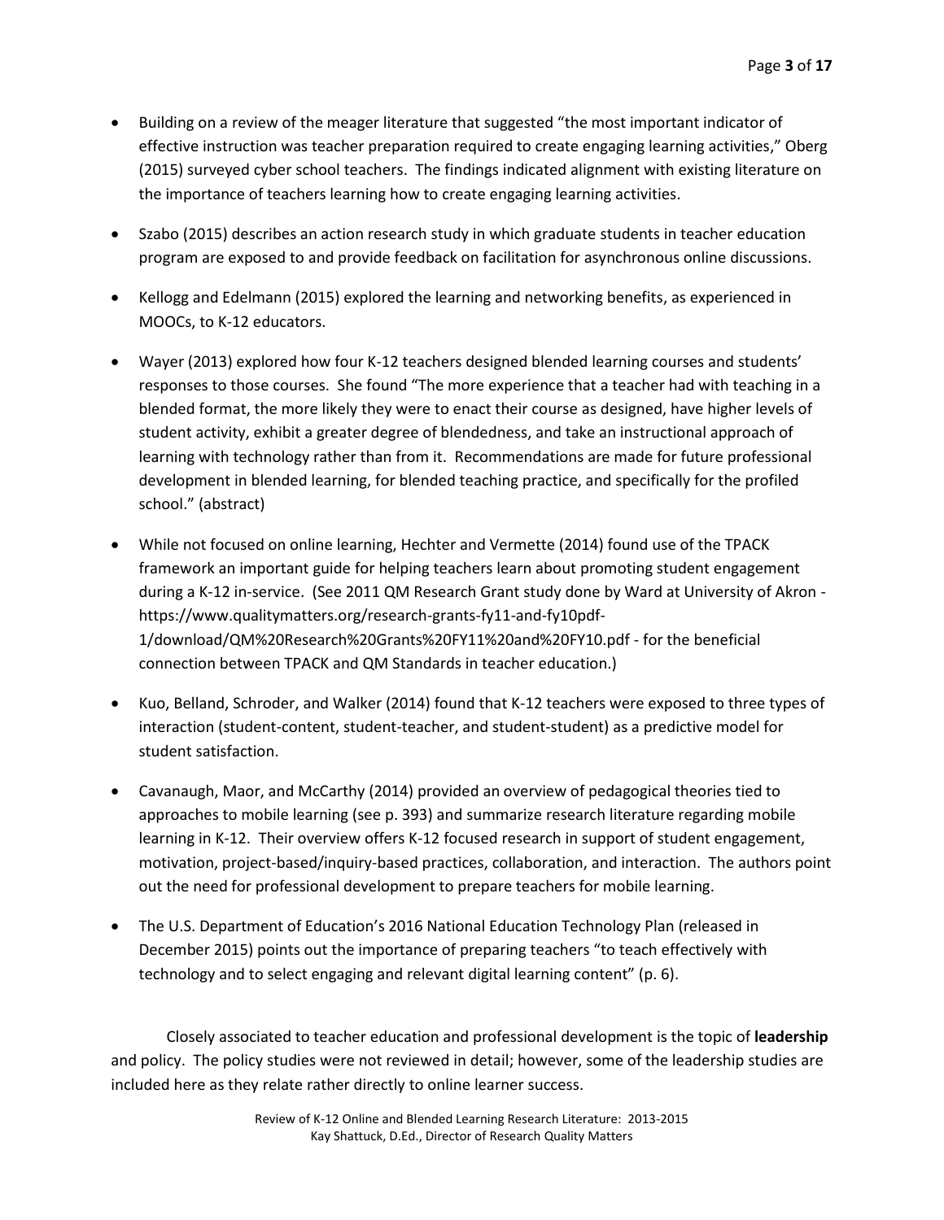- Building on a review of the meager literature that suggested "the most important indicator of effective instruction was teacher preparation required to create engaging learning activities," Oberg (2015) surveyed cyber school teachers. The findings indicated alignment with existing literature on the importance of teachers learning how to create engaging learning activities.

- Szabo (2015) describes an action research study in which graduate students in teacher education program are exposed to and provide feedback on facilitation for asynchronous online discussions.

- Kellogg and Edelmann (2015) explored the learning and networking benefits, as experienced in MOOCs, to K-12 educators.

- Wayer (2013) explored how four K-12 teachers designed blended learning courses and students' responses to those courses. She found "The more experience that a teacher had with teaching in a blended format, the more likely they were to enact their course as designed, have higher levels of student activity, exhibit a greater degree of blendedness, and take an instructional approach of learning with technology rather than from it. Recommendations are made for future professional development in blended learning, for blended teaching practice, and specifically for the profiled school." (abstract)

- While not focused on online learning, Hechter and Vermette (2014) found use of the TPACK framework an important guide for helping teachers learn about promoting student engagement during a K-12 in-service. (See 2011 QM Research Grant study done by Ward at University of Akron - https://www.qualitymatters.org/research-grants-fy11-and-fy10pdf-1/download/QM%20Research%20Grants%20FY11%20and%20FY10.pdf - for the beneficial connection between TPACK and QM Standards in teacher education.)

- Kuo, Belland, Schroder, and Walker (2014) found that K-12 teachers were exposed to three types of interaction (student-content, student-teacher, and student-student) as a predictive model for student satisfaction.

- Cavanaugh, Maor, and McCarthy (2014) provided an overview of pedagogical theories tied to approaches to mobile learning (see p. 393) and summarize research literature regarding mobile learning in K-12. Their overview offers K-12 focused research in support of student engagement, motivation, project-based/inquiry-based practices, collaboration, and interaction. The authors point out the need for professional development to prepare teachers for mobile learning.

- The U.S. Department of Education's 2016 National Education Technology Plan (released in December 2015) points out the importance of preparing teachers "to teach effectively with technology and to select engaging and relevant digital learning content" (p. 6).

Closely associated to teacher education and professional development is the topic of **leadership** and policy. The policy studies were not reviewed in detail; however, some of the leadership studies are included here as they relate rather directly to online learner success.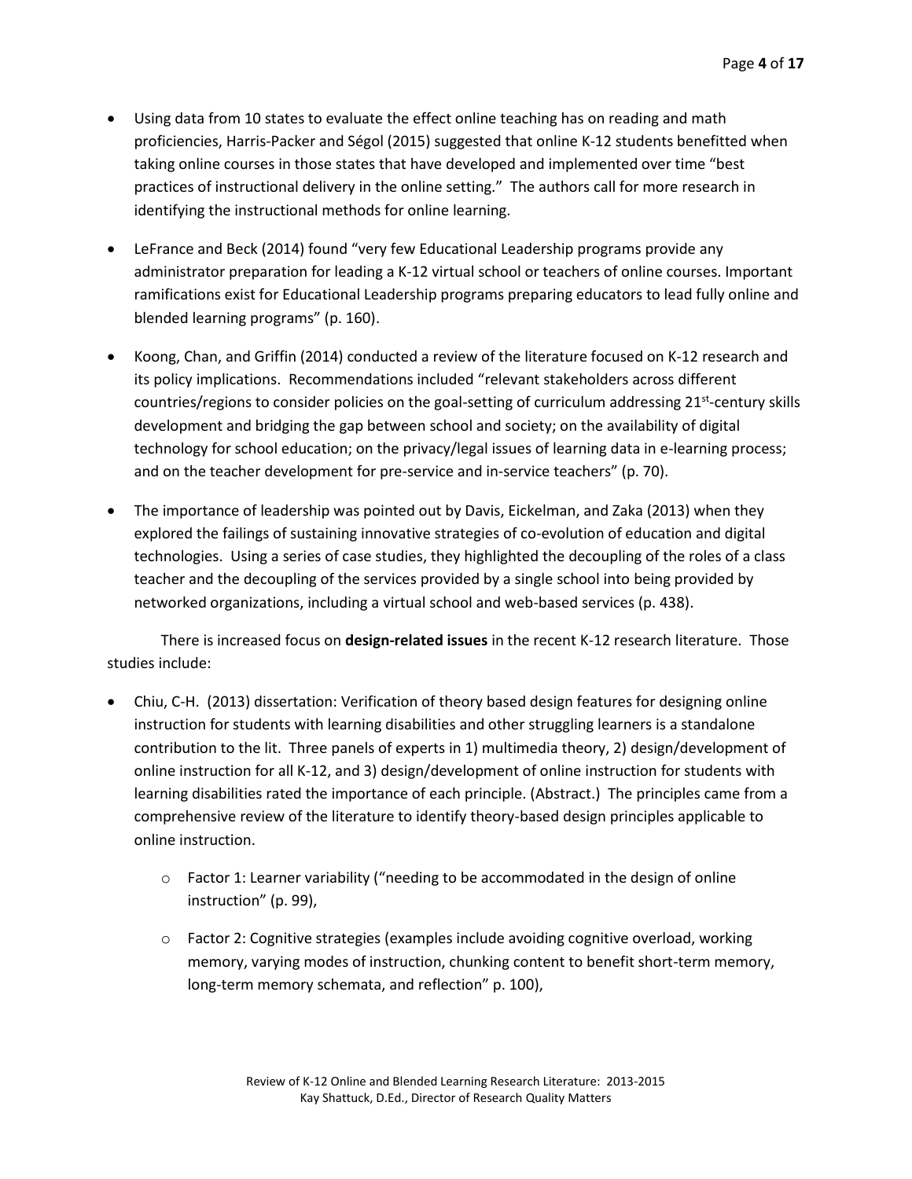- Using data from 10 states to evaluate the effect online teaching has on reading and math proficiencies, Harris-Packer and Ségol (2015) suggested that online K-12 students benefitted when taking online courses in those states that have developed and implemented over time "best practices of instructional delivery in the online setting." The authors call for more research in identifying the instructional methods for online learning.

- LeFrance and Beck (2014) found "very few Educational Leadership programs provide any administrator preparation for leading a K-12 virtual school or teachers of online courses. Important ramifications exist for Educational Leadership programs preparing educators to lead fully online and blended learning programs" (p. 160).

- Koong, Chan, and Griffin (2014) conducted a review of the literature focused on K-12 research and its policy implications. Recommendations included "relevant stakeholders across different countries/regions to consider policies on the goal-setting of curriculum addressing 21st-century skills development and bridging the gap between school and society; on the availability of digital technology for school education; on the privacy/legal issues of learning data in e-learning process; and on the teacher development for pre-service and in-service teachers" (p. 70).

- The importance of leadership was pointed out by Davis, Eickelman, and Zaka (2013) when they explored the failings of sustaining innovative strategies of co-evolution of education and digital technologies. Using a series of case studies, they highlighted the decoupling of the roles of a class teacher and the decoupling of the services provided by a single school into being provided by networked organizations, including a virtual school and web-based services (p. 438).

There is increased focus on **design-related issues** in the recent K-12 research literature. Those studies include:

- Chiu, C-H. (2013) dissertation: Verification of theory based design features for designing online instruction for students with learning disabilities and other struggling learners is a standalone contribution to the lit. Three panels of experts in 1) multimedia theory, 2) design/development of online instruction for all K-12, and 3) design/development of online instruction for students with learning disabilities rated the importance of each principle. (Abstract.) The principles came from a comprehensive review of the literature to identify theory-based design principles applicable to online instruction.
    - Factor 1: Learner variability ("needing to be accommodated in the design of online instruction" (p. 99),
    - Factor 2: Cognitive strategies (examples include avoiding cognitive overload, working memory, varying modes of instruction, chunking content to benefit short-term memory, long-term memory schemata, and reflection" p. 100),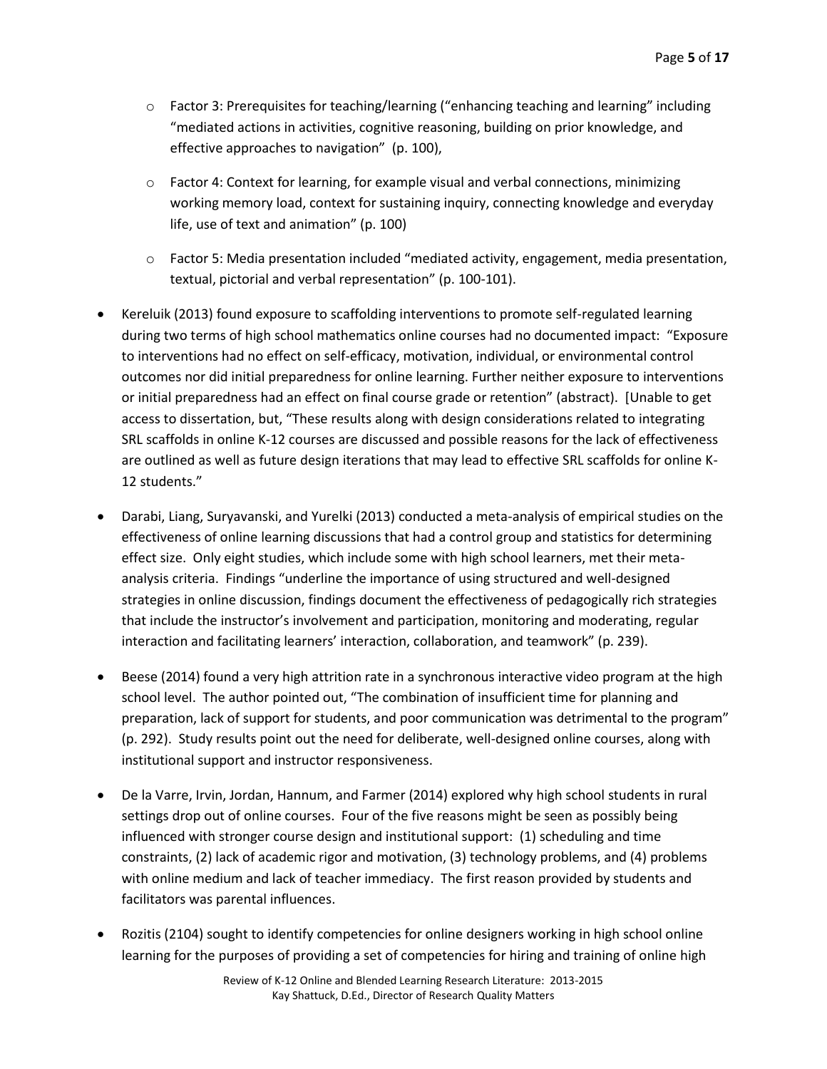- Factor 3: Prerequisites for teaching/learning ("enhancing teaching and learning" including "mediated actions in activities, cognitive reasoning, building on prior knowledge, and effective approaches to navigation" (p. 100),
- Factor 4: Context for learning, for example visual and verbal connections, minimizing working memory load, context for sustaining inquiry, connecting knowledge and everyday life, use of text and animation" (p. 100)
- Factor 5: Media presentation included "mediated activity, engagement, media presentation, textual, pictorial and verbal representation" (p. 100-101).

- Kereluik (2013) found exposure to scaffolding interventions to promote self-regulated learning during two terms of high school mathematics online courses had no documented impact: "Exposure to interventions had no effect on self-efficacy, motivation, individual, or environmental control outcomes nor did initial preparedness for online learning. Further neither exposure to interventions or initial preparedness had an effect on final course grade or retention" (abstract). [Unable to get access to dissertation, but, "These results along with design considerations related to integrating SRL scaffolds in online K-12 courses are discussed and possible reasons for the lack of effectiveness are outlined as well as future design iterations that may lead to effective SRL scaffolds for online K-12 students."

- Darabi, Liang, Suryavanski, and Yurelki (2013) conducted a meta-analysis of empirical studies on the effectiveness of online learning discussions that had a control group and statistics for determining effect size. Only eight studies, which include some with high school learners, met their meta-analysis criteria. Findings "underline the importance of using structured and well-designed strategies in online discussion, findings document the effectiveness of pedagogically rich strategies that include the instructor's involvement and participation, monitoring and moderating, regular interaction and facilitating learners' interaction, collaboration, and teamwork" (p. 239).

- Beese (2014) found a very high attrition rate in a synchronous interactive video program at the high school level. The author pointed out, "The combination of insufficient time for planning and preparation, lack of support for students, and poor communication was detrimental to the program" (p. 292). Study results point out the need for deliberate, well-designed online courses, along with institutional support and instructor responsiveness.

- De la Varre, Irvin, Jordan, Hannum, and Farmer (2014) explored why high school students in rural settings drop out of online courses. Four of the five reasons might be seen as possibly being influenced with stronger course design and institutional support: (1) scheduling and time constraints, (2) lack of academic rigor and motivation, (3) technology problems, and (4) problems with online medium and lack of teacher immediacy. The first reason provided by students and facilitators was parental influences.

- Rozitis (2104) sought to identify competencies for online designers working in high school online learning for the purposes of providing a set of competencies for hiring and training of online high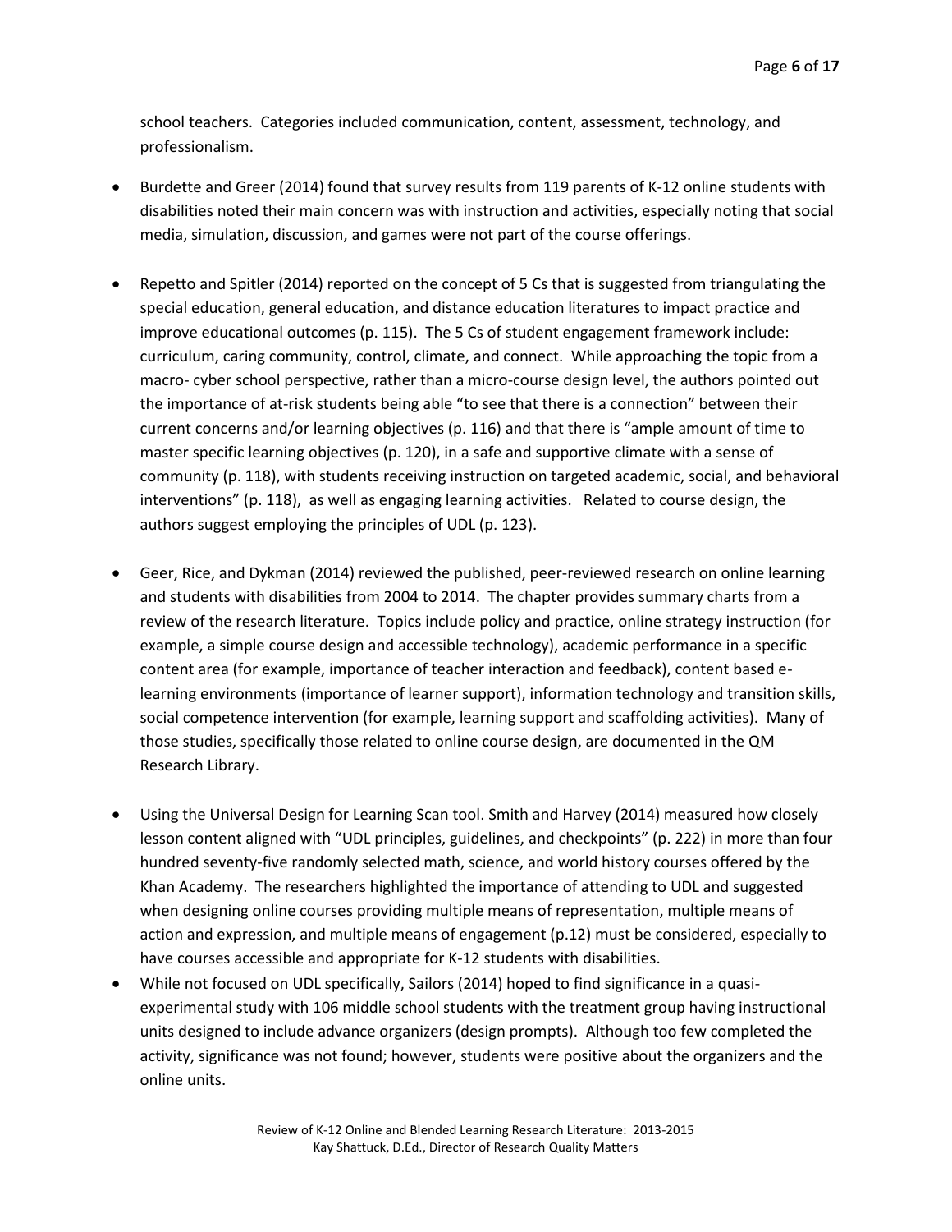school teachers. Categories included communication, content, assessment, technology, and professionalism.

- Burdette and Greer (2014) found that survey results from 119 parents of K-12 online students with disabilities noted their main concern was with instruction and activities, especially noting that social media, simulation, discussion, and games were not part of the course offerings.

- Repetto and Spitler (2014) reported on the concept of 5 Cs that is suggested from triangulating the special education, general education, and distance education literatures to impact practice and improve educational outcomes (p. 115). The 5 Cs of student engagement framework include: curriculum, caring community, control, climate, and connect. While approaching the topic from a macro- cyber school perspective, rather than a micro-course design level, the authors pointed out the importance of at-risk students being able "to see that there is a connection" between their current concerns and/or learning objectives (p. 116) and that there is "ample amount of time to master specific learning objectives (p. 120), in a safe and supportive climate with a sense of community (p. 118), with students receiving instruction on targeted academic, social, and behavioral interventions" (p. 118), as well as engaging learning activities. Related to course design, the authors suggest employing the principles of UDL (p. 123).

- Geer, Rice, and Dykman (2014) reviewed the published, peer-reviewed research on online learning and students with disabilities from 2004 to 2014. The chapter provides summary charts from a review of the research literature. Topics include policy and practice, online strategy instruction (for example, a simple course design and accessible technology), academic performance in a specific content area (for example, importance of teacher interaction and feedback), content based e-learning environments (importance of learner support), information technology and transition skills, social competence intervention (for example, learning support and scaffolding activities). Many of those studies, specifically those related to online course design, are documented in the QM Research Library.

- Using the Universal Design for Learning Scan tool. Smith and Harvey (2014) measured how closely lesson content aligned with "UDL principles, guidelines, and checkpoints" (p. 222) in more than four hundred seventy-five randomly selected math, science, and world history courses offered by the Khan Academy. The researchers highlighted the importance of attending to UDL and suggested when designing online courses providing multiple means of representation, multiple means of action and expression, and multiple means of engagement (p.12) must be considered, especially to have courses accessible and appropriate for K-12 students with disabilities.
- While not focused on UDL specifically, Sailors (2014) hoped to find significance in a quasi-experimental study with 106 middle school students with the treatment group having instructional units designed to include advance organizers (design prompts). Although too few completed the activity, significance was not found; however, students were positive about the organizers and the online units.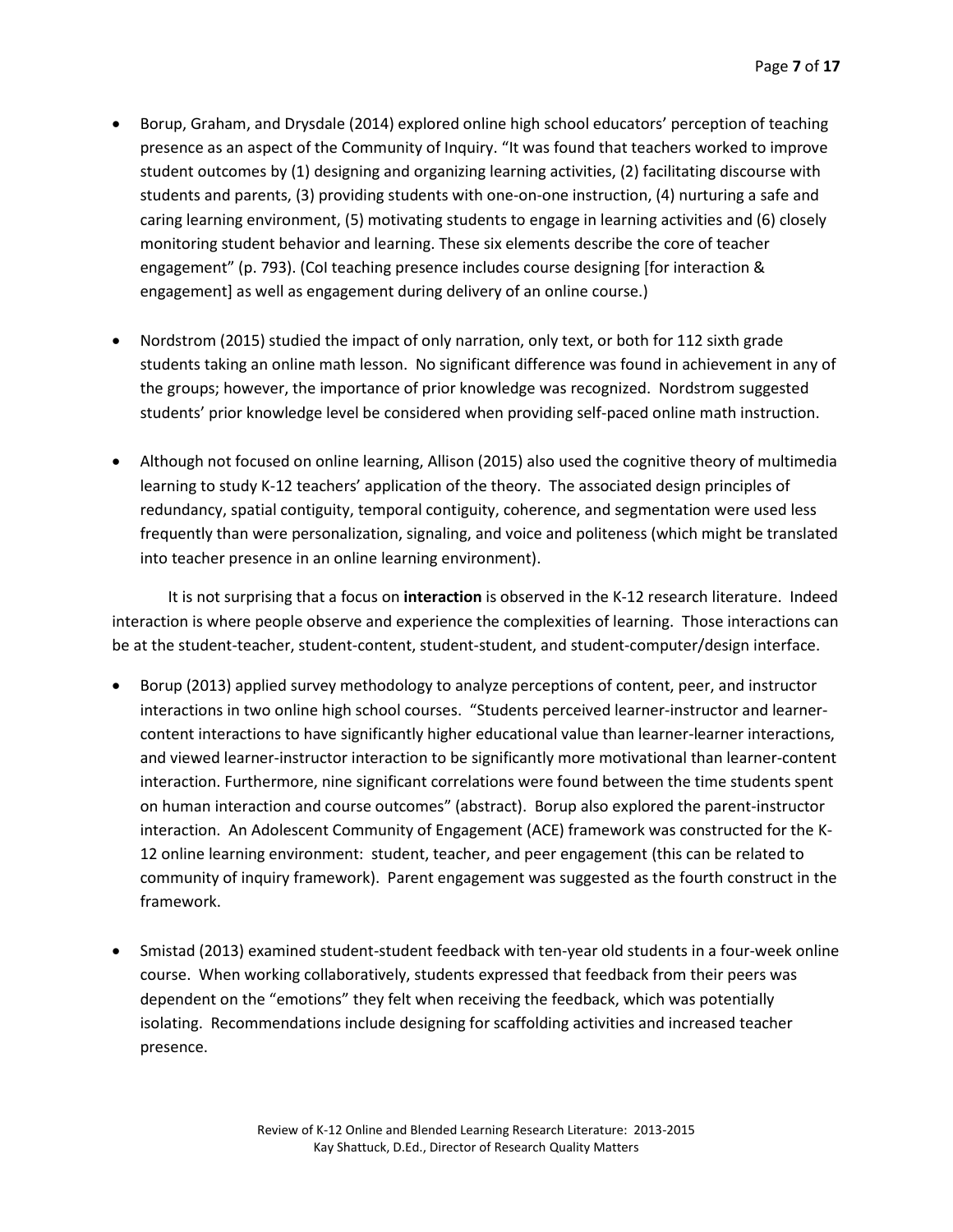- Borup, Graham, and Drysdale (2014) explored online high school educators' perception of teaching presence as an aspect of the Community of Inquiry. "It was found that teachers worked to improve student outcomes by (1) designing and organizing learning activities, (2) facilitating discourse with students and parents, (3) providing students with one-on-one instruction, (4) nurturing a safe and caring learning environment, (5) motivating students to engage in learning activities and (6) closely monitoring student behavior and learning. These six elements describe the core of teacher engagement" (p. 793). (CoI teaching presence includes course designing [for interaction & engagement] as well as engagement during delivery of an online course.)

- Nordstrom (2015) studied the impact of only narration, only text, or both for 112 sixth grade students taking an online math lesson. No significant difference was found in achievement in any of the groups; however, the importance of prior knowledge was recognized. Nordstrom suggested students' prior knowledge level be considered when providing self-paced online math instruction.

- Although not focused on online learning, Allison (2015) also used the cognitive theory of multimedia learning to study K-12 teachers' application of the theory. The associated design principles of redundancy, spatial contiguity, temporal contiguity, coherence, and segmentation were used less frequently than were personalization, signaling, and voice and politeness (which might be translated into teacher presence in an online learning environment).

It is not surprising that a focus on **interaction** is observed in the K-12 research literature. Indeed interaction is where people observe and experience the complexities of learning. Those interactions can be at the student-teacher, student-content, student-student, and student-computer/design interface.

- Borup (2013) applied survey methodology to analyze perceptions of content, peer, and instructor interactions in two online high school courses. "Students perceived learner-instructor and learner-content interactions to have significantly higher educational value than learner-learner interactions, and viewed learner-instructor interaction to be significantly more motivational than learner-content interaction. Furthermore, nine significant correlations were found between the time students spent on human interaction and course outcomes" (abstract). Borup also explored the parent-instructor interaction. An Adolescent Community of Engagement (ACE) framework was constructed for the K-12 online learning environment: student, teacher, and peer engagement (this can be related to community of inquiry framework). Parent engagement was suggested as the fourth construct in the framework.

- Smistad (2013) examined student-student feedback with ten-year old students in a four-week online course. When working collaboratively, students expressed that feedback from their peers was dependent on the "emotions" they felt when receiving the feedback, which was potentially isolating. Recommendations include designing for scaffolding activities and increased teacher presence.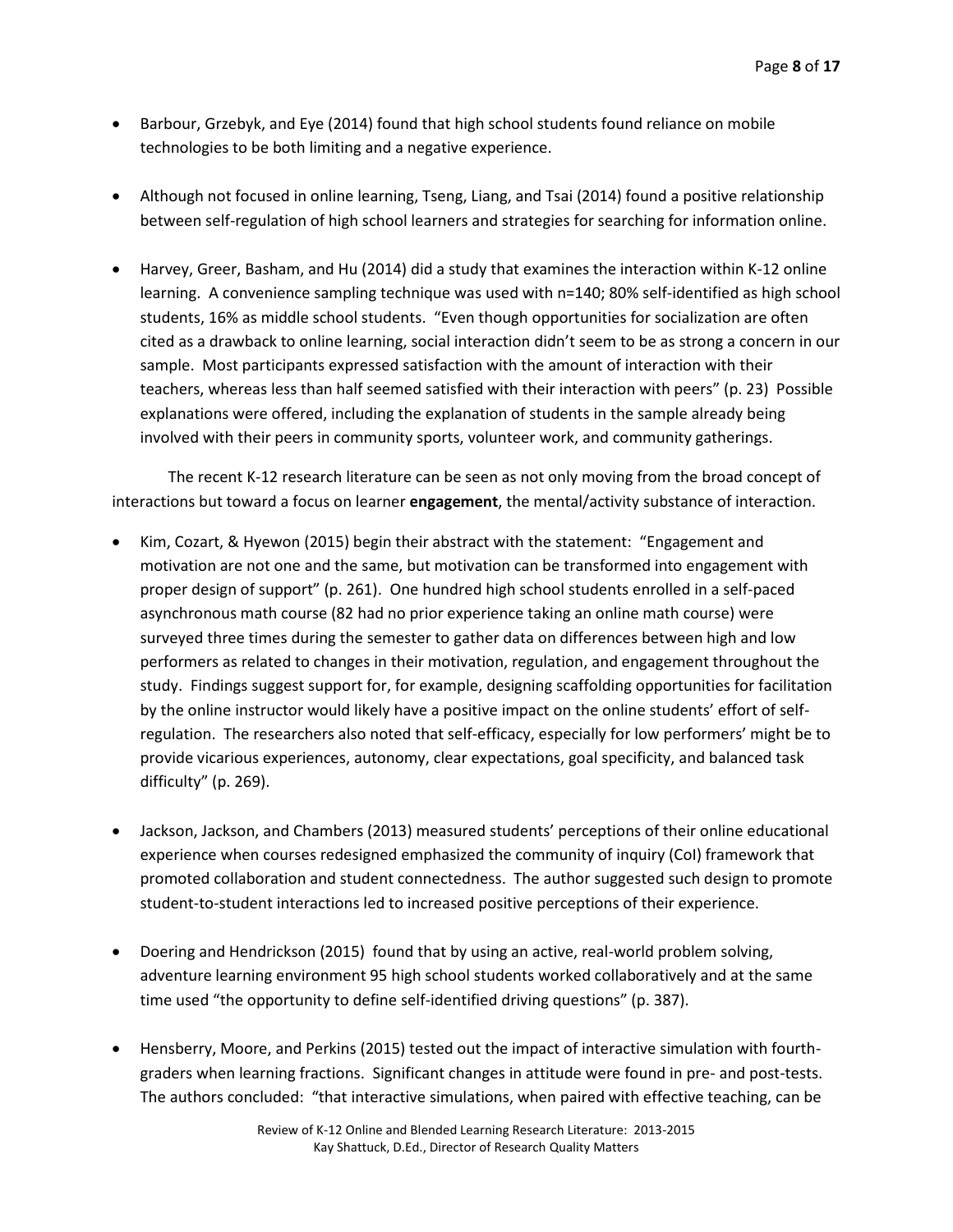- Barbour, Grzebyk, and Eye (2014) found that high school students found reliance on mobile technologies to be both limiting and a negative experience.

- Although not focused in online learning, Tseng, Liang, and Tsai (2014) found a positive relationship between self-regulation of high school learners and strategies for searching for information online.

- Harvey, Greer, Basham, and Hu (2014) did a study that examines the interaction within K-12 online learning. A convenience sampling technique was used with n=140; 80% self-identified as high school students, 16% as middle school students. "Even though opportunities for socialization are often cited as a drawback to online learning, social interaction didn't seem to be as strong a concern in our sample. Most participants expressed satisfaction with the amount of interaction with their teachers, whereas less than half seemed satisfied with their interaction with peers" (p. 23) Possible explanations were offered, including the explanation of students in the sample already being involved with their peers in community sports, volunteer work, and community gatherings.

The recent K-12 research literature can be seen as not only moving from the broad concept of interactions but toward a focus on learner **engagement**, the mental/activity substance of interaction.

- Kim, Cozart, & Hyewon (2015) begin their abstract with the statement: "Engagement and motivation are not one and the same, but motivation can be transformed into engagement with proper design of support" (p. 261). One hundred high school students enrolled in a self-paced asynchronous math course (82 had no prior experience taking an online math course) were surveyed three times during the semester to gather data on differences between high and low performers as related to changes in their motivation, regulation, and engagement throughout the study. Findings suggest support for, for example, designing scaffolding opportunities for facilitation by the online instructor would likely have a positive impact on the online students' effort of self-regulation. The researchers also noted that self-efficacy, especially for low performers' might be to provide vicarious experiences, autonomy, clear expectations, goal specificity, and balanced task difficulty" (p. 269).

- Jackson, Jackson, and Chambers (2013) measured students' perceptions of their online educational experience when courses redesigned emphasized the community of inquiry (CoI) framework that promoted collaboration and student connectedness. The author suggested such design to promote student-to-student interactions led to increased positive perceptions of their experience.

- Doering and Hendrickson (2015) found that by using an active, real-world problem solving, adventure learning environment 95 high school students worked collaboratively and at the same time used "the opportunity to define self-identified driving questions" (p. 387).

- Hensberry, Moore, and Perkins (2015) tested out the impact of interactive simulation with fourth-graders when learning fractions. Significant changes in attitude were found in pre- and post-tests. The authors concluded: "that interactive simulations, when paired with effective teaching, can be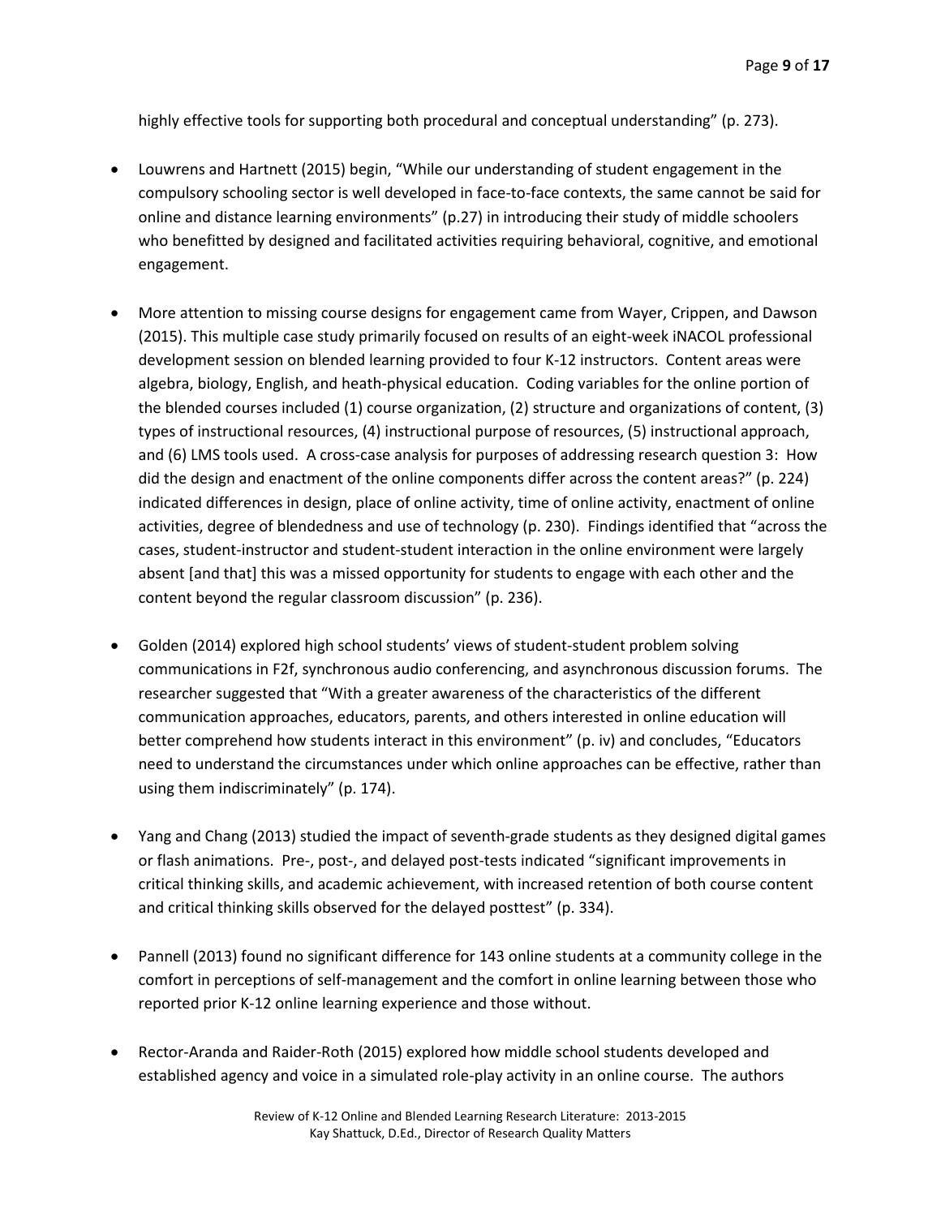highly effective tools for supporting both procedural and conceptual understanding" (p. 273).

- Louwrens and Hartnett (2015) begin, "While our understanding of student engagement in the compulsory schooling sector is well developed in face-to-face contexts, the same cannot be said for online and distance learning environments" (p.27) in introducing their study of middle schoolers who benefitted by designed and facilitated activities requiring behavioral, cognitive, and emotional engagement.

- More attention to missing course designs for engagement came from Wayer, Crippen, and Dawson (2015). This multiple case study primarily focused on results of an eight-week iNACOL professional development session on blended learning provided to four K-12 instructors. Content areas were algebra, biology, English, and heath-physical education. Coding variables for the online portion of the blended courses included (1) course organization, (2) structure and organizations of content, (3) types of instructional resources, (4) instructional purpose of resources, (5) instructional approach, and (6) LMS tools used. A cross-case analysis for purposes of addressing research question 3: How did the design and enactment of the online components differ across the content areas?" (p. 224) indicated differences in design, place of online activity, time of online activity, enactment of online activities, degree of blendedness and use of technology (p. 230). Findings identified that "across the cases, student-instructor and student-student interaction in the online environment were largely absent [and that] this was a missed opportunity for students to engage with each other and the content beyond the regular classroom discussion" (p. 236).

- Golden (2014) explored high school students' views of student-student problem solving communications in F2f, synchronous audio conferencing, and asynchronous discussion forums. The researcher suggested that "With a greater awareness of the characteristics of the different communication approaches, educators, parents, and others interested in online education will better comprehend how students interact in this environment" (p. iv) and concludes, "Educators need to understand the circumstances under which online approaches can be effective, rather than using them indiscriminately" (p. 174).

- Yang and Chang (2013) studied the impact of seventh-grade students as they designed digital games or flash animations. Pre-, post-, and delayed post-tests indicated "significant improvements in critical thinking skills, and academic achievement, with increased retention of both course content and critical thinking skills observed for the delayed posttest" (p. 334).

- Pannell (2013) found no significant difference for 143 online students at a community college in the comfort in perceptions of self-management and the comfort in online learning between those who reported prior K-12 online learning experience and those without.

- Rector-Aranda and Raider-Roth (2015) explored how middle school students developed and established agency and voice in a simulated role-play activity in an online course. The authors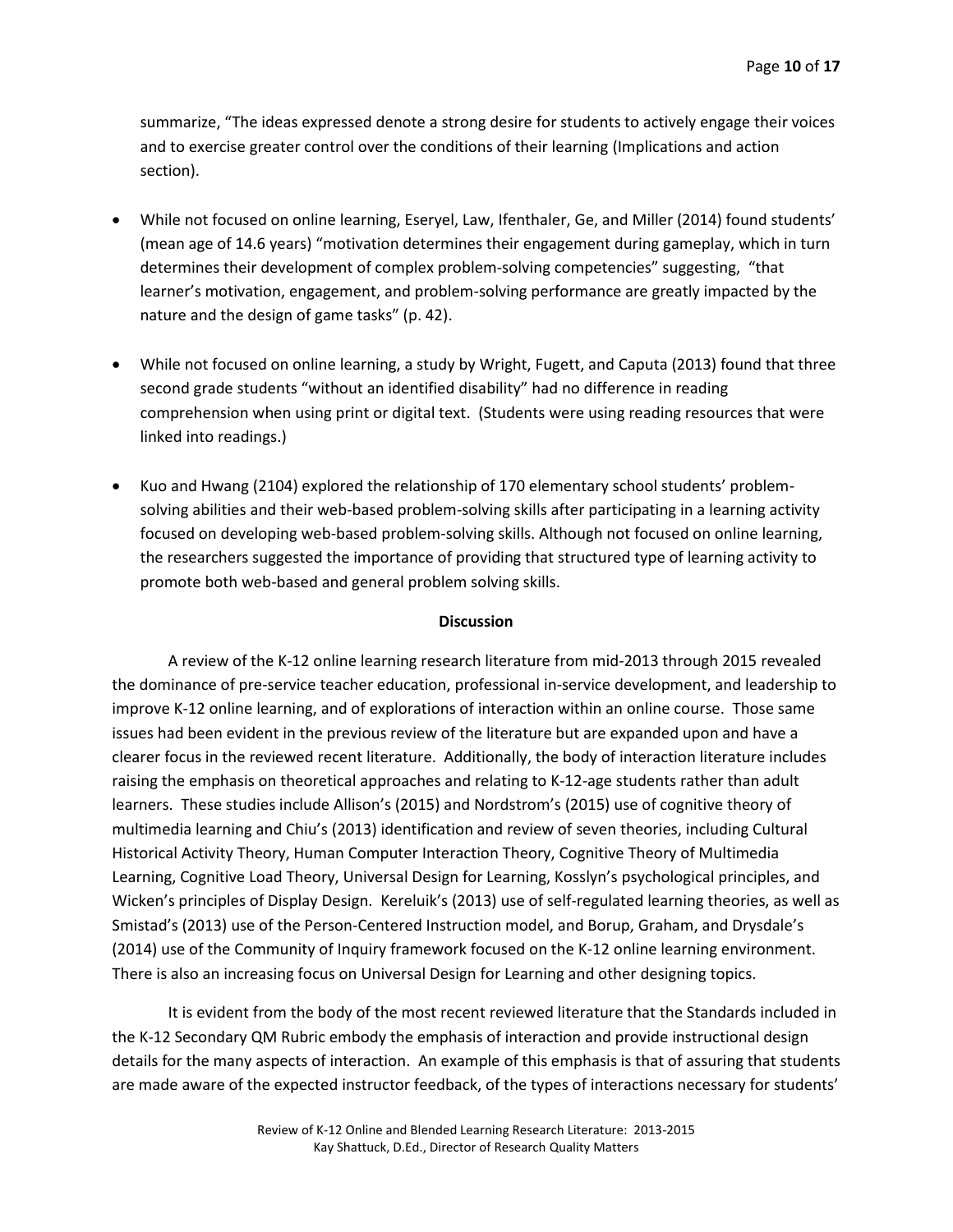summarize, "The ideas expressed denote a strong desire for students to actively engage their voices and to exercise greater control over the conditions of their learning (Implications and action section).

- While not focused on online learning, Eseryel, Law, Ifenthaler, Ge, and Miller (2014) found students' (mean age of 14.6 years) "motivation determines their engagement during gameplay, which in turn determines their development of complex problem-solving competencies" suggesting, "that learner's motivation, engagement, and problem-solving performance are greatly impacted by the nature and the design of game tasks" (p. 42).

- While not focused on online learning, a study by Wright, Fugett, and Caputa (2013) found that three second grade students "without an identified disability" had no difference in reading comprehension when using print or digital text. (Students were using reading resources that were linked into readings.)

- Kuo and Hwang (2104) explored the relationship of 170 elementary school students' problem-solving abilities and their web-based problem-solving skills after participating in a learning activity focused on developing web-based problem-solving skills. Although not focused on online learning, the researchers suggested the importance of providing that structured type of learning activity to promote both web-based and general problem solving skills.

## Discussion

A review of the K-12 online learning research literature from mid-2013 through 2015 revealed the dominance of pre-service teacher education, professional in-service development, and leadership to improve K-12 online learning, and of explorations of interaction within an online course. Those same issues had been evident in the previous review of the literature but are expanded upon and have a clearer focus in the reviewed recent literature. Additionally, the body of interaction literature includes raising the emphasis on theoretical approaches and relating to K-12-age students rather than adult learners. These studies include Allison's (2015) and Nordstrom's (2015) use of cognitive theory of multimedia learning and Chiu's (2013) identification and review of seven theories, including Cultural Historical Activity Theory, Human Computer Interaction Theory, Cognitive Theory of Multimedia Learning, Cognitive Load Theory, Universal Design for Learning, Kosslyn's psychological principles, and Wicken's principles of Display Design. Kereluik's (2013) use of self-regulated learning theories, as well as Smistad's (2013) use of the Person-Centered Instruction model, and Borup, Graham, and Drysdale's (2014) use of the Community of Inquiry framework focused on the K-12 online learning environment. There is also an increasing focus on Universal Design for Learning and other designing topics.

It is evident from the body of the most recent reviewed literature that the Standards included in the K-12 Secondary QM Rubric embody the emphasis of interaction and provide instructional design details for the many aspects of interaction. An example of this emphasis is that of assuring that students are made aware of the expected instructor feedback, of the types of interactions necessary for students'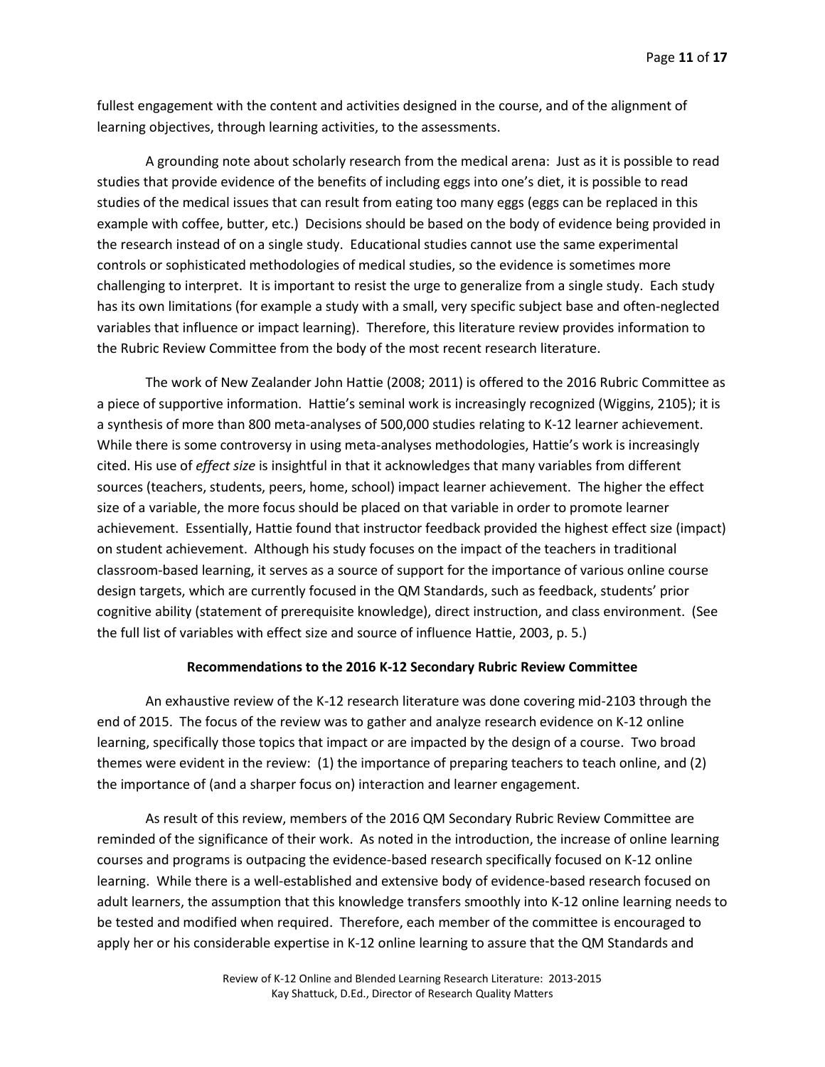fullest engagement with the content and activities designed in the course, and of the alignment of learning objectives, through learning activities, to the assessments.

A grounding note about scholarly research from the medical arena: Just as it is possible to read studies that provide evidence of the benefits of including eggs into one's diet, it is possible to read studies of the medical issues that can result from eating too many eggs (eggs can be replaced in this example with coffee, butter, etc.) Decisions should be based on the body of evidence being provided in the research instead of on a single study. Educational studies cannot use the same experimental controls or sophisticated methodologies of medical studies, so the evidence is sometimes more challenging to interpret. It is important to resist the urge to generalize from a single study. Each study has its own limitations (for example a study with a small, very specific subject base and often-neglected variables that influence or impact learning). Therefore, this literature review provides information to the Rubric Review Committee from the body of the most recent research literature.

The work of New Zealander John Hattie (2008; 2011) is offered to the 2016 Rubric Committee as a piece of supportive information. Hattie's seminal work is increasingly recognized (Wiggins, 2105); it is a synthesis of more than 800 meta-analyses of 500,000 studies relating to K-12 learner achievement. While there is some controversy in using meta-analyses methodologies, Hattie's work is increasingly cited. His use of *effect size* is insightful in that it acknowledges that many variables from different sources (teachers, students, peers, home, school) impact learner achievement. The higher the effect size of a variable, the more focus should be placed on that variable in order to promote learner achievement. Essentially, Hattie found that instructor feedback provided the highest effect size (impact) on student achievement. Although his study focuses on the impact of the teachers in traditional classroom-based learning, it serves as a source of support for the importance of various online course design targets, which are currently focused in the QM Standards, such as feedback, students' prior cognitive ability (statement of prerequisite knowledge), direct instruction, and class environment. (See the full list of variables with effect size and source of influence Hattie, 2003, p. 5.)

## Recommendations to the 2016 K-12 Secondary Rubric Review Committee

An exhaustive review of the K-12 research literature was done covering mid-2103 through the end of 2015. The focus of the review was to gather and analyze research evidence on K-12 online learning, specifically those topics that impact or are impacted by the design of a course. Two broad themes were evident in the review: (1) the importance of preparing teachers to teach online, and (2) the importance of (and a sharper focus on) interaction and learner engagement.

As result of this review, members of the 2016 QM Secondary Rubric Review Committee are reminded of the significance of their work. As noted in the introduction, the increase of online learning courses and programs is outpacing the evidence-based research specifically focused on K-12 online learning. While there is a well-established and extensive body of evidence-based research focused on adult learners, the assumption that this knowledge transfers smoothly into K-12 online learning needs to be tested and modified when required. Therefore, each member of the committee is encouraged to apply her or his considerable expertise in K-12 online learning to assure that the QM Standards and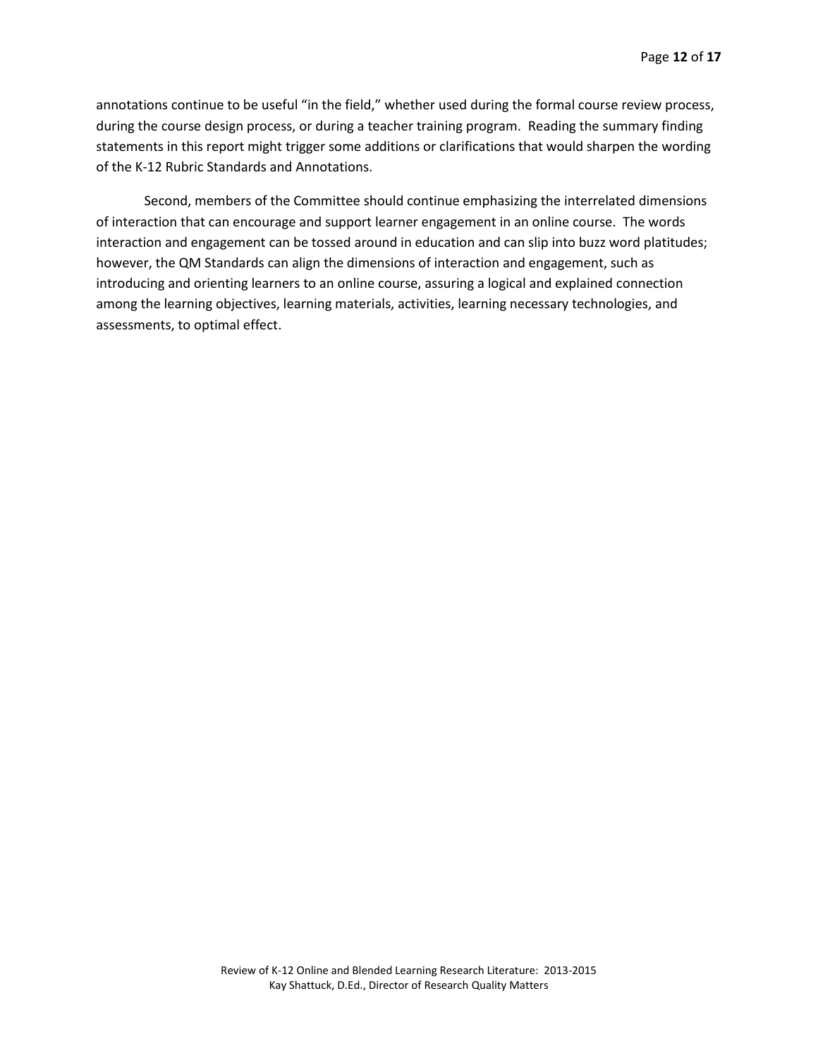annotations continue to be useful "in the field," whether used during the formal course review process, during the course design process, or during a teacher training program. Reading the summary finding statements in this report might trigger some additions or clarifications that would sharpen the wording of the K-12 Rubric Standards and Annotations.

Second, members of the Committee should continue emphasizing the interrelated dimensions of interaction that can encourage and support learner engagement in an online course. The words interaction and engagement can be tossed around in education and can slip into buzz word platitudes; however, the QM Standards can align the dimensions of interaction and engagement, such as introducing and orienting learners to an online course, assuring a logical and explained connection among the learning objectives, learning materials, activities, learning necessary technologies, and assessments, to optimal effect.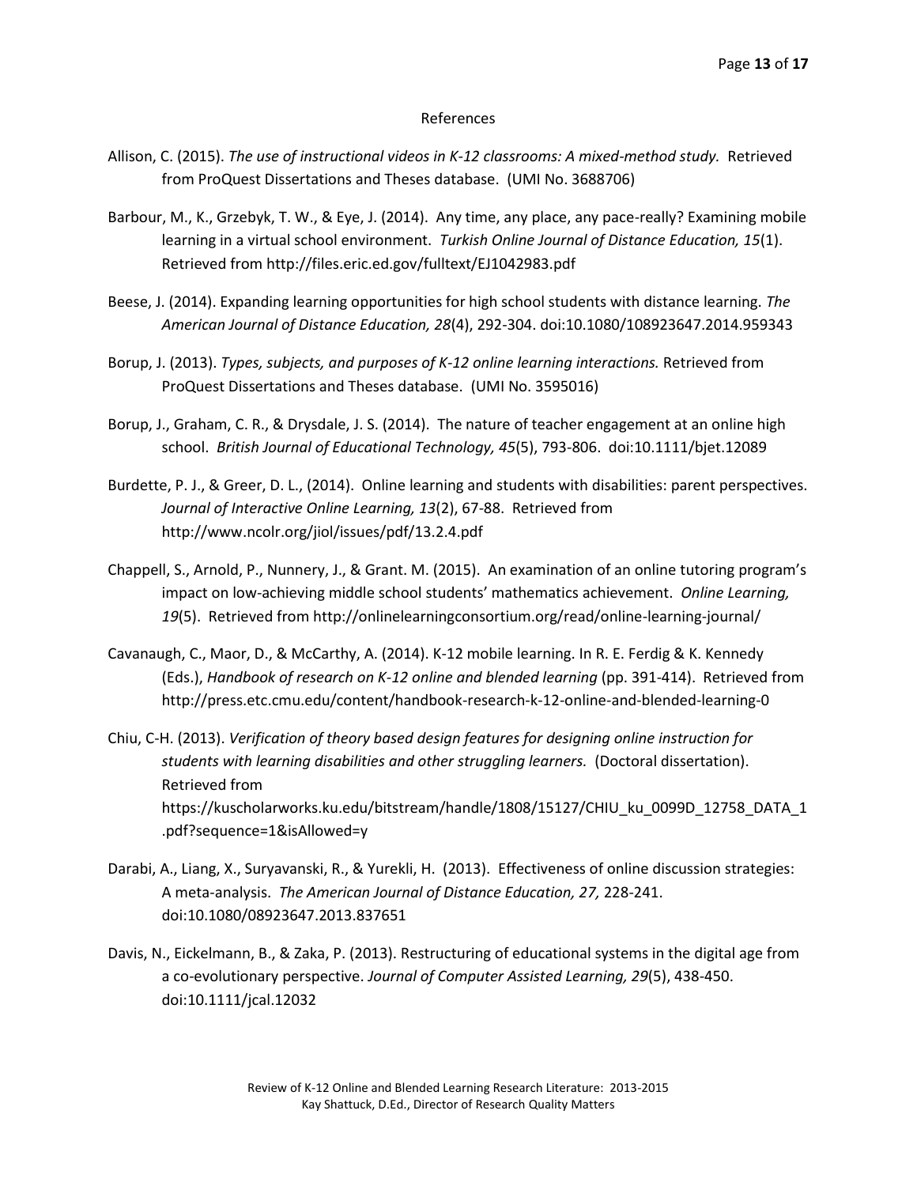References

Allison, C. (2015). *The use of instructional videos in K-12 classrooms: A mixed-method study.* Retrieved from ProQuest Dissertations and Theses database. (UMI No. 3688706)

Barbour, M., K., Grzebyk, T. W., & Eye, J. (2014). Any time, any place, any pace-really? Examining mobile learning in a virtual school environment. *Turkish Online Journal of Distance Education, 15*(1). Retrieved from http://files.eric.ed.gov/fulltext/EJ1042983.pdf

Beese, J. (2014). Expanding learning opportunities for high school students with distance learning. *The American Journal of Distance Education, 28*(4), 292-304. doi:10.1080/108923647.2014.959343

Borup, J. (2013). *Types, subjects, and purposes of K-12 online learning interactions.* Retrieved from ProQuest Dissertations and Theses database. (UMI No. 3595016)

Borup, J., Graham, C. R., & Drysdale, J. S. (2014). The nature of teacher engagement at an online high school. *British Journal of Educational Technology, 45*(5), 793-806. doi:10.1111/bjet.12089

Burdette, P. J., & Greer, D. L., (2014). Online learning and students with disabilities: parent perspectives. *Journal of Interactive Online Learning, 13*(2), 67-88. Retrieved from http://www.ncolr.org/jiol/issues/pdf/13.2.4.pdf

Chappell, S., Arnold, P., Nunnery, J., & Grant. M. (2015). An examination of an online tutoring program's impact on low-achieving middle school students' mathematics achievement. *Online Learning, 19*(5). Retrieved from http://onlinelearningconsortium.org/read/online-learning-journal/

Cavanaugh, C., Maor, D., & McCarthy, A. (2014). K-12 mobile learning. In R. E. Ferdig & K. Kennedy (Eds.), *Handbook of research on K-12 online and blended learning* (pp. 391-414). Retrieved from http://press.etc.cmu.edu/content/handbook-research-k-12-online-and-blended-learning-0

Chiu, C-H. (2013). *Verification of theory based design features for designing online instruction for students with learning disabilities and other struggling learners.* (Doctoral dissertation). Retrieved from https://kuscholarworks.ku.edu/bitstream/handle/1808/15127/CHIU_ku_0099D_12758_DATA_1.pdf?sequence=1&isAllowed=y

Darabi, A., Liang, X., Suryavanski, R., & Yurekli, H. (2013). Effectiveness of online discussion strategies: A meta-analysis. *The American Journal of Distance Education, 27,* 228-241. doi:10.1080/08923647.2013.837651

Davis, N., Eickelmann, B., & Zaka, P. (2013). Restructuring of educational systems in the digital age from a co-evolutionary perspective. *Journal of Computer Assisted Learning, 29*(5), 438-450. doi:10.1111/jcal.12032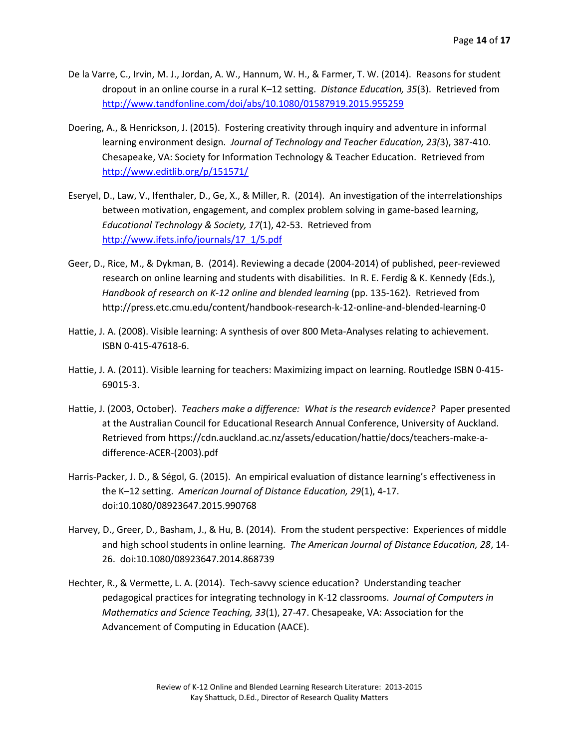De la Varre, C., Irvin, M. J., Jordan, A. W., Hannum, W. H., & Farmer, T. W. (2014). Reasons for student dropout in an online course in a rural K–12 setting. *Distance Education, 35*(3). Retrieved from http://www.tandfonline.com/doi/abs/10.1080/01587919.2015.955259

Doering, A., & Henrickson, J. (2015). Fostering creativity through inquiry and adventure in informal learning environment design. *Journal of Technology and Teacher Education, 23(*3), 387-410. Chesapeake, VA: Society for Information Technology & Teacher Education. Retrieved from http://www.editlib.org/p/151571/

Eseryel, D., Law, V., Ifenthaler, D., Ge, X., & Miller, R. (2014). An investigation of the interrelationships between motivation, engagement, and complex problem solving in game-based learning, *Educational Technology & Society, 17*(1), 42-53. Retrieved from http://www.ifets.info/journals/17_1/5.pdf

Geer, D., Rice, M., & Dykman, B. (2014). Reviewing a decade (2004-2014) of published, peer-reviewed research on online learning and students with disabilities. In R. E. Ferdig & K. Kennedy (Eds.), *Handbook of research on K-12 online and blended learning* (pp. 135-162). Retrieved from http://press.etc.cmu.edu/content/handbook-research-k-12-online-and-blended-learning-0

Hattie, J. A. (2008). Visible learning: A synthesis of over 800 Meta-Analyses relating to achievement. ISBN 0-415-47618-6.

Hattie, J. A. (2011). Visible learning for teachers: Maximizing impact on learning. Routledge ISBN 0-415-69015-3.

Hattie, J. (2003, October). *Teachers make a difference: What is the research evidence?* Paper presented at the Australian Council for Educational Research Annual Conference, University of Auckland. Retrieved from https://cdn.auckland.ac.nz/assets/education/hattie/docs/teachers-make-a-difference-ACER-(2003).pdf

Harris-Packer, J. D., & Ségol, G. (2015). An empirical evaluation of distance learning's effectiveness in the K–12 setting. *American Journal of Distance Education, 29*(1), 4-17. doi:10.1080/08923647.2015.990768

Harvey, D., Greer, D., Basham, J., & Hu, B. (2014). From the student perspective: Experiences of middle and high school students in online learning. *The American Journal of Distance Education, 28*, 14-26. doi:10.1080/08923647.2014.868739

Hechter, R., & Vermette, L. A. (2014). Tech-savvy science education? Understanding teacher pedagogical practices for integrating technology in K-12 classrooms. *Journal of Computers in Mathematics and Science Teaching, 33*(1), 27-47. Chesapeake, VA: Association for the Advancement of Computing in Education (AACE).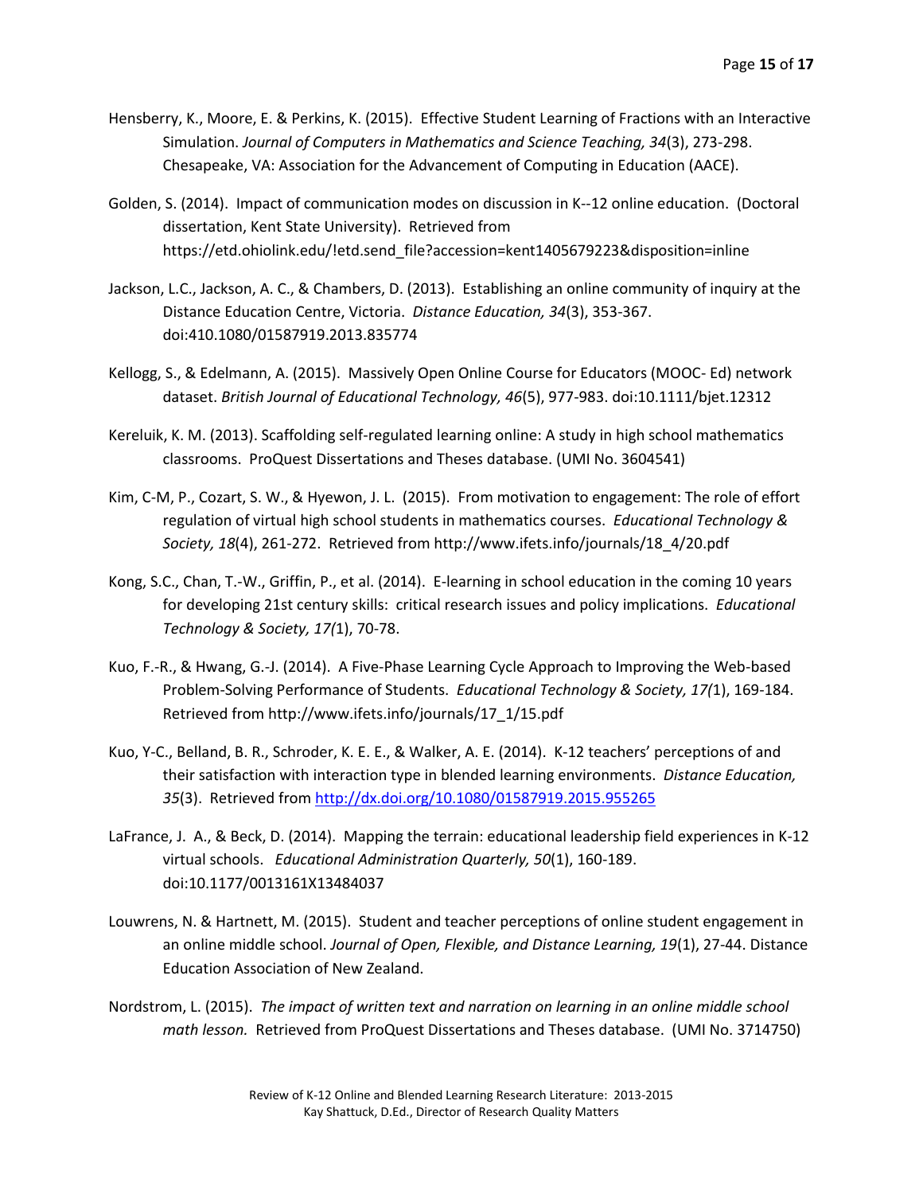Hensberry, K., Moore, E. & Perkins, K. (2015). Effective Student Learning of Fractions with an Interactive Simulation. *Journal of Computers in Mathematics and Science Teaching, 34*(3), 273-298. Chesapeake, VA: Association for the Advancement of Computing in Education (AACE).

Golden, S. (2014). Impact of communication modes on discussion in K--12 online education. (Doctoral dissertation, Kent State University). Retrieved from https://etd.ohiolink.edu/!etd.send_file?accession=kent1405679223&disposition=inline

Jackson, L.C., Jackson, A. C., & Chambers, D. (2013). Establishing an online community of inquiry at the Distance Education Centre, Victoria. *Distance Education, 34*(3), 353-367. doi:410.1080/01587919.2013.835774

Kellogg, S., & Edelmann, A. (2015). Massively Open Online Course for Educators (MOOC- Ed) network dataset. *British Journal of Educational Technology, 46*(5), 977-983. doi:10.1111/bjet.12312

Kereluik, K. M. (2013). Scaffolding self-regulated learning online: A study in high school mathematics classrooms. ProQuest Dissertations and Theses database. (UMI No. 3604541)

Kim, C-M, P., Cozart, S. W., & Hyewon, J. L. (2015). From motivation to engagement: The role of effort regulation of virtual high school students in mathematics courses. *Educational Technology & Society, 18*(4), 261-272. Retrieved from http://www.ifets.info/journals/18_4/20.pdf

Kong, S.C., Chan, T.-W., Griffin, P., et al. (2014). E-learning in school education in the coming 10 years for developing 21st century skills: critical research issues and policy implications. *Educational Technology & Society, 17(*1), 70-78.

Kuo, F.-R., & Hwang, G.-J. (2014). A Five-Phase Learning Cycle Approach to Improving the Web-based Problem-Solving Performance of Students. *Educational Technology & Society, 17(*1), 169-184. Retrieved from http://www.ifets.info/journals/17_1/15.pdf

Kuo, Y-C., Belland, B. R., Schroder, K. E. E., & Walker, A. E. (2014). K-12 teachers' perceptions of and their satisfaction with interaction type in blended learning environments. *Distance Education, 35*(3). Retrieved from http://dx.doi.org/10.1080/01587919.2015.955265

LaFrance, J. A., & Beck, D. (2014). Mapping the terrain: educational leadership field experiences in K-12 virtual schools. *Educational Administration Quarterly, 50*(1), 160-189. doi:10.1177/0013161X13484037

Louwrens, N. & Hartnett, M. (2015). Student and teacher perceptions of online student engagement in an online middle school. *Journal of Open, Flexible, and Distance Learning, 19*(1), 27-44. Distance Education Association of New Zealand.

Nordstrom, L. (2015). *The impact of written text and narration on learning in an online middle school math lesson.* Retrieved from ProQuest Dissertations and Theses database. (UMI No. 3714750)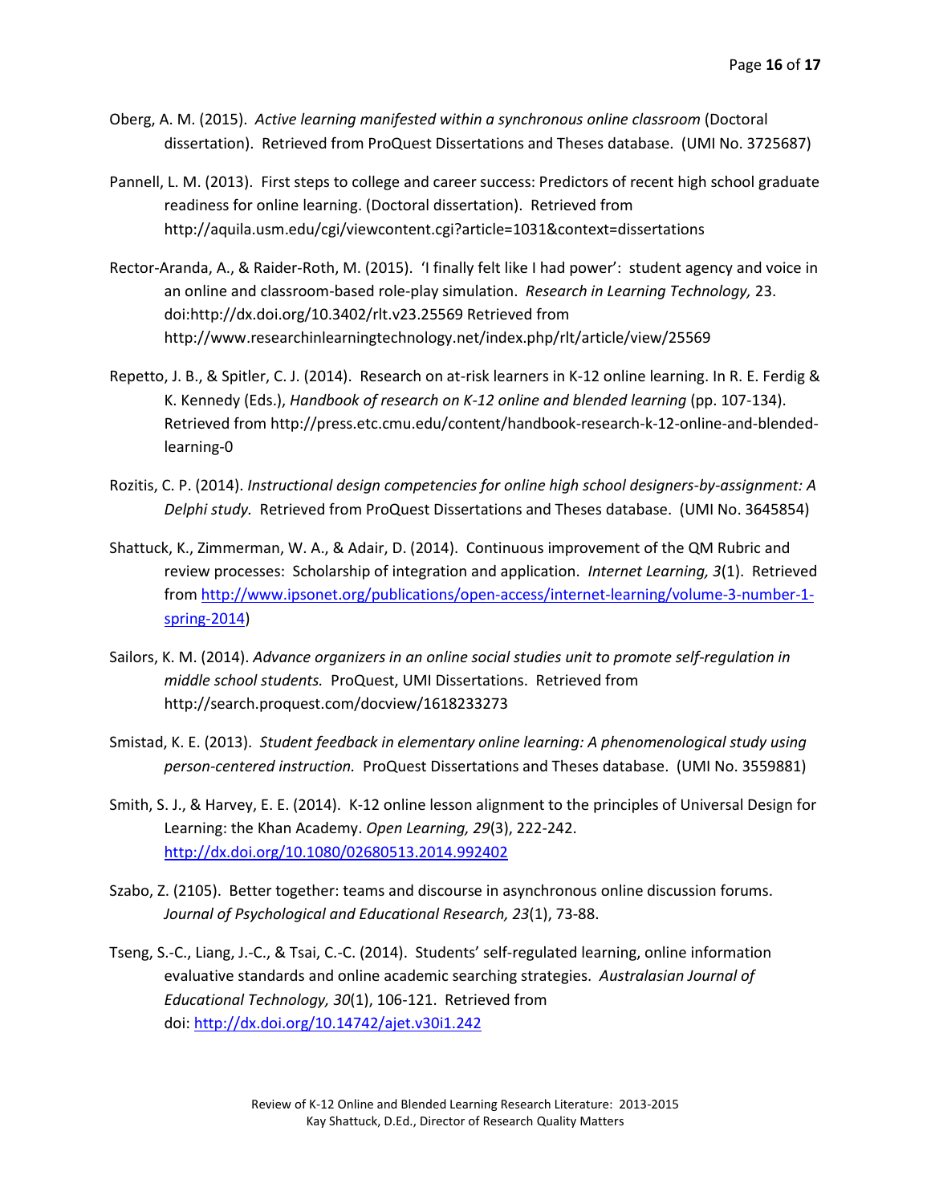Oberg, A. M. (2015). *Active learning manifested within a synchronous online classroom* (Doctoral dissertation). Retrieved from ProQuest Dissertations and Theses database. (UMI No. 3725687)

Pannell, L. M. (2013). First steps to college and career success: Predictors of recent high school graduate readiness for online learning. (Doctoral dissertation). Retrieved from http://aquila.usm.edu/cgi/viewcontent.cgi?article=1031&context=dissertations

Rector-Aranda, A., & Raider-Roth, M. (2015). 'I finally felt like I had power': student agency and voice in an online and classroom-based role-play simulation. *Research in Learning Technology,* 23. doi:http://dx.doi.org/10.3402/rlt.v23.25569 Retrieved from http://www.researchinlearningtechnology.net/index.php/rlt/article/view/25569

Repetto, J. B., & Spitler, C. J. (2014). Research on at-risk learners in K-12 online learning. In R. E. Ferdig & K. Kennedy (Eds.), *Handbook of research on K-12 online and blended learning* (pp. 107-134). Retrieved from http://press.etc.cmu.edu/content/handbook-research-k-12-online-and-blended-learning-0

Rozitis, C. P. (2014). *Instructional design competencies for online high school designers-by-assignment: A Delphi study.* Retrieved from ProQuest Dissertations and Theses database. (UMI No. 3645854)

Shattuck, K., Zimmerman, W. A., & Adair, D. (2014). Continuous improvement of the QM Rubric and review processes: Scholarship of integration and application. *Internet Learning, 3*(1). Retrieved from http://www.ipsonet.org/publications/open-access/internet-learning/volume-3-number-1-spring-2014)

Sailors, K. M. (2014). *Advance organizers in an online social studies unit to promote self-regulation in middle school students.* ProQuest, UMI Dissertations. Retrieved from http://search.proquest.com/docview/1618233273

Smistad, K. E. (2013). *Student feedback in elementary online learning: A phenomenological study using person-centered instruction.* ProQuest Dissertations and Theses database. (UMI No. 3559881)

Smith, S. J., & Harvey, E. E. (2014). K-12 online lesson alignment to the principles of Universal Design for Learning: the Khan Academy. *Open Learning, 29*(3), 222-242. http://dx.doi.org/10.1080/02680513.2014.992402

Szabo, Z. (2105). Better together: teams and discourse in asynchronous online discussion forums. *Journal of Psychological and Educational Research, 23*(1), 73-88.

Tseng, S.-C., Liang, J.-C., & Tsai, C.-C. (2014). Students' self-regulated learning, online information evaluative standards and online academic searching strategies. *Australasian Journal of Educational Technology, 30*(1), 106-121. Retrieved from doi: http://dx.doi.org/10.14742/ajet.v30i1.242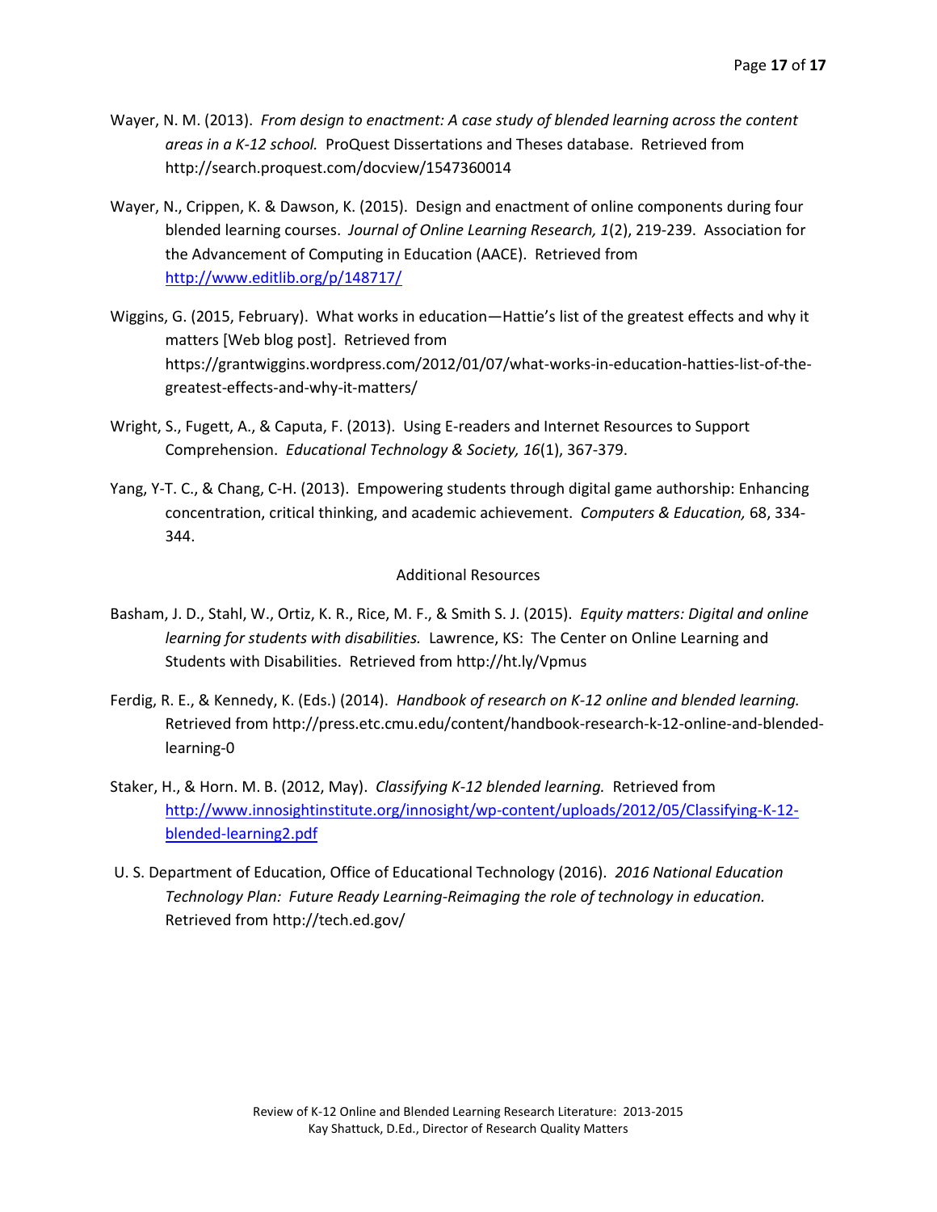Wayer, N. M. (2013). *From design to enactment: A case study of blended learning across the content areas in a K-12 school.* ProQuest Dissertations and Theses database. Retrieved from http://search.proquest.com/docview/1547360014

Wayer, N., Crippen, K. & Dawson, K. (2015). Design and enactment of online components during four blended learning courses. *Journal of Online Learning Research, 1*(2), 219-239. Association for the Advancement of Computing in Education (AACE). Retrieved from http://www.editlib.org/p/148717/

Wiggins, G. (2015, February). What works in education—Hattie's list of the greatest effects and why it matters [Web blog post]. Retrieved from https://grantwiggins.wordpress.com/2012/01/07/what-works-in-education-hatties-list-of-the-greatest-effects-and-why-it-matters/

Wright, S., Fugett, A., & Caputa, F. (2013). Using E-readers and Internet Resources to Support Comprehension. *Educational Technology & Society, 16*(1), 367-379.

Yang, Y-T. C., & Chang, C-H. (2013). Empowering students through digital game authorship: Enhancing concentration, critical thinking, and academic achievement. *Computers & Education,* 68, 334-344.

## Additional Resources

Basham, J. D., Stahl, W., Ortiz, K. R., Rice, M. F., & Smith S. J. (2015). *Equity matters: Digital and online learning for students with disabilities.* Lawrence, KS: The Center on Online Learning and Students with Disabilities. Retrieved from http://ht.ly/Vpmus

Ferdig, R. E., & Kennedy, K. (Eds.) (2014). *Handbook of research on K-12 online and blended learning.* Retrieved from http://press.etc.cmu.edu/content/handbook-research-k-12-online-and-blended-learning-0

Staker, H., & Horn. M. B. (2012, May). *Classifying K-12 blended learning.* Retrieved from http://www.innosightinstitute.org/innosight/wp-content/uploads/2012/05/Classifying-K-12-blended-learning2.pdf

U. S. Department of Education, Office of Educational Technology (2016). *2016 National Education Technology Plan: Future Ready Learning-Reimaging the role of technology in education.* Retrieved from http://tech.ed.gov/